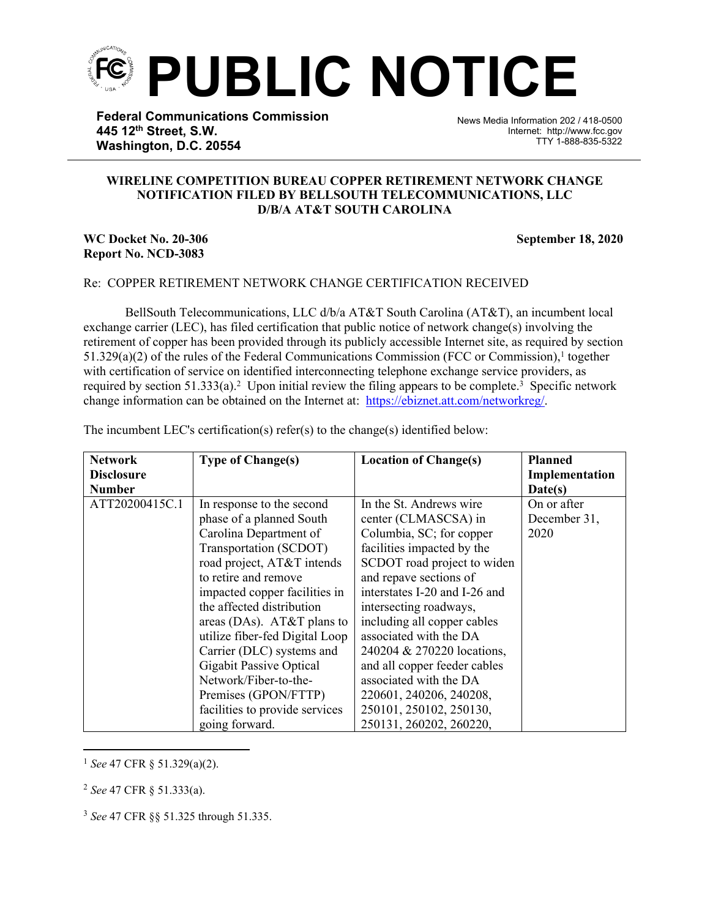# PUBLIC NOTICE

**Federal Communications Commission**
**445 12th Street, S.W.**
**Washington, D.C. 20554**

News Media Information 202 / 418-0500
Internet: http://www.fcc.gov
TTY 1-888-835-5322

**WIRELINE COMPETITION BUREAU COPPER RETIREMENT NETWORK CHANGE NOTIFICATION FILED BY BELLSOUTH TELECOMMUNICATIONS, LLC D/B/A AT&T SOUTH CAROLINA**

**WC Docket No. 20-306**
**Report No. NCD-3083**

**September 18, 2020**

Re: COPPER RETIREMENT NETWORK CHANGE CERTIFICATION RECEIVED

BellSouth Telecommunications, LLC d/b/a AT&T South Carolina (AT&T), an incumbent local exchange carrier (LEC), has filed certification that public notice of network change(s) involving the retirement of copper has been provided through its publicly accessible Internet site, as required by section 51.329(a)(2) of the rules of the Federal Communications Commission (FCC or Commission),[1] together with certification of service on identified interconnecting telephone exchange service providers, as required by section 51.333(a).[2] Upon initial review the filing appears to be complete.[3] Specific network change information can be obtained on the Internet at: https://ebiznet.att.com/networkreg/.

The incumbent LEC's certification(s) refer(s) to the change(s) identified below:

| Network Disclosure Number | Type of Change(s) | Location of Change(s) | Planned Implementation Date(s) |
|---|---|---|---|
| ATT20200415C.1 | In response to the second phase of a planned South Carolina Department of Transportation (SCDOT) road project, AT&T intends to retire and remove impacted copper facilities in the affected distribution areas (DAs). AT&T plans to utilize fiber-fed Digital Loop Carrier (DLC) systems and Gigabit Passive Optical Network/Fiber-to-the-Premises (GPON/FTTP) facilities to provide services going forward. | In the St. Andrews wire center (CLMASCSA) in Columbia, SC; for copper facilities impacted by the SCDOT road project to widen and repave sections of interstates I-20 and I-26 and intersecting roadways, including all copper cables associated with the DA 240204 & 270220 locations, and all copper feeder cables associated with the DA 220601, 240206, 240208, 250101, 250102, 250130, 250131, 260202, 260220, | On or after December 31, 2020 |

[1] *See* 47 CFR § 51.329(a)(2).

[2] *See* 47 CFR § 51.333(a).

[3] *See* 47 CFR §§ 51.325 through 51.335.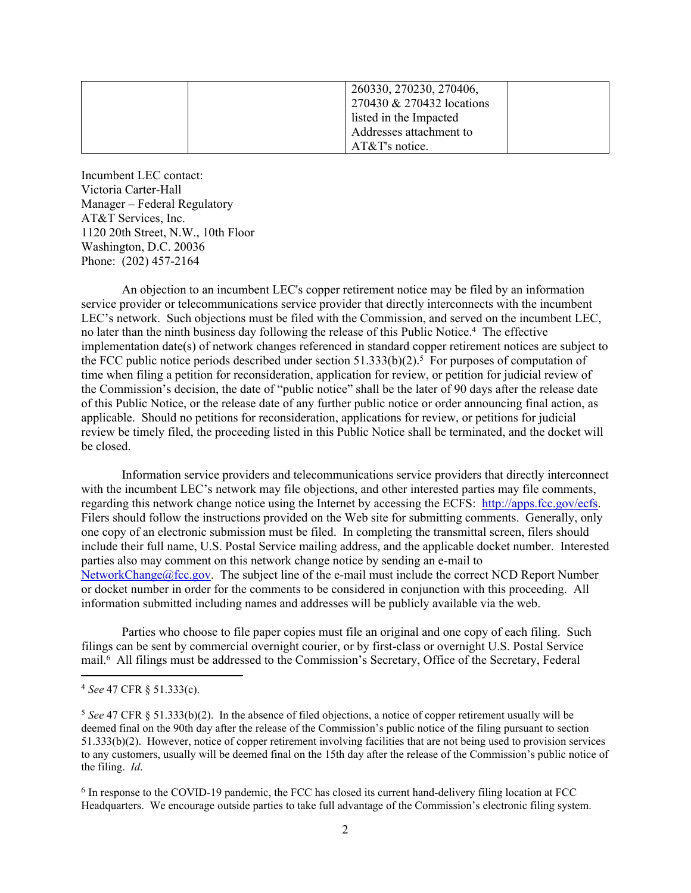| | | 260330, 270230, 270406, 270430 & 270432 locations listed in the Impacted Addresses attachment to AT&T's notice. | |
|---|---|---|---|

Incumbent LEC contact:
Victoria Carter-Hall
Manager – Federal Regulatory
AT&T Services, Inc.
1120 20th Street, N.W., 10th Floor
Washington, D.C. 20036
Phone: (202) 457-2164

An objection to an incumbent LEC's copper retirement notice may be filed by an information service provider or telecommunications service provider that directly interconnects with the incumbent LEC's network. Such objections must be filed with the Commission, and served on the incumbent LEC, no later than the ninth business day following the release of this Public Notice.[4] The effective implementation date(s) of network changes referenced in standard copper retirement notices are subject to the FCC public notice periods described under section 51.333(b)(2).[5] For purposes of computation of time when filing a petition for reconsideration, application for review, or petition for judicial review of the Commission's decision, the date of "public notice" shall be the later of 90 days after the release date of this Public Notice, or the release date of any further public notice or order announcing final action, as applicable. Should no petitions for reconsideration, applications for review, or petitions for judicial review be timely filed, the proceeding listed in this Public Notice shall be terminated, and the docket will be closed.

Information service providers and telecommunications service providers that directly interconnect with the incumbent LEC's network may file objections, and other interested parties may file comments, regarding this network change notice using the Internet by accessing the ECFS: http://apps.fcc.gov/ecfs. Filers should follow the instructions provided on the Web site for submitting comments. Generally, only one copy of an electronic submission must be filed. In completing the transmittal screen, filers should include their full name, U.S. Postal Service mailing address, and the applicable docket number. Interested parties also may comment on this network change notice by sending an e-mail to NetworkChange@fcc.gov. The subject line of the e-mail must include the correct NCD Report Number or docket number in order for the comments to be considered in conjunction with this proceeding. All information submitted including names and addresses will be publicly available via the web.

Parties who choose to file paper copies must file an original and one copy of each filing. Such filings can be sent by commercial overnight courier, or by first-class or overnight U.S. Postal Service mail.[6] All filings must be addressed to the Commission's Secretary, Office of the Secretary, Federal

---

[4] *See* 47 CFR § 51.333(c).

[5] *See* 47 CFR § 51.333(b)(2). In the absence of filed objections, a notice of copper retirement usually will be deemed final on the 90th day after the release of the Commission's public notice of the filing pursuant to section 51.333(b)(2). However, notice of copper retirement involving facilities that are not being used to provision services to any customers, usually will be deemed final on the 15th day after the release of the Commission's public notice of the filing. *Id*.

[6] In response to the COVID-19 pandemic, the FCC has closed its current hand-delivery filing location at FCC Headquarters. We encourage outside parties to take full advantage of the Commission's electronic filing system.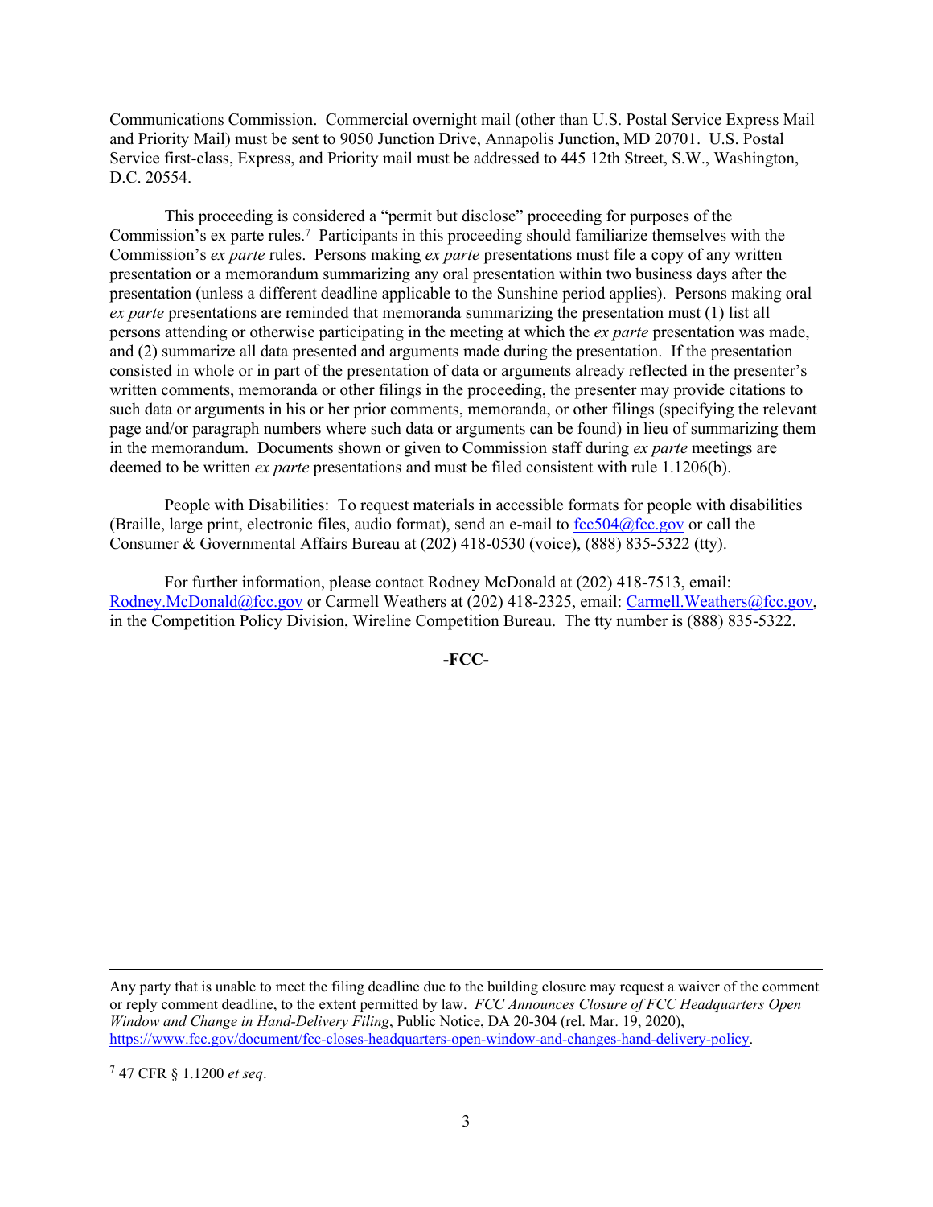Communications Commission. Commercial overnight mail (other than U.S. Postal Service Express Mail and Priority Mail) must be sent to 9050 Junction Drive, Annapolis Junction, MD 20701. U.S. Postal Service first-class, Express, and Priority mail must be addressed to 445 12th Street, S.W., Washington, D.C. 20554.

This proceeding is considered a "permit but disclose" proceeding for purposes of the Commission's ex parte rules.[7] Participants in this proceeding should familiarize themselves with the Commission's *ex parte* rules. Persons making *ex parte* presentations must file a copy of any written presentation or a memorandum summarizing any oral presentation within two business days after the presentation (unless a different deadline applicable to the Sunshine period applies). Persons making oral *ex parte* presentations are reminded that memoranda summarizing the presentation must (1) list all persons attending or otherwise participating in the meeting at which the *ex parte* presentation was made, and (2) summarize all data presented and arguments made during the presentation. If the presentation consisted in whole or in part of the presentation of data or arguments already reflected in the presenter's written comments, memoranda or other filings in the proceeding, the presenter may provide citations to such data or arguments in his or her prior comments, memoranda, or other filings (specifying the relevant page and/or paragraph numbers where such data or arguments can be found) in lieu of summarizing them in the memorandum. Documents shown or given to Commission staff during *ex parte* meetings are deemed to be written *ex parte* presentations and must be filed consistent with rule 1.1206(b).

People with Disabilities: To request materials in accessible formats for people with disabilities (Braille, large print, electronic files, audio format), send an e-mail to fcc504@fcc.gov or call the Consumer & Governmental Affairs Bureau at (202) 418-0530 (voice), (888) 835-5322 (tty).

For further information, please contact Rodney McDonald at (202) 418-7513, email: Rodney.McDonald@fcc.gov or Carmell Weathers at (202) 418-2325, email: Carmell.Weathers@fcc.gov, in the Competition Policy Division, Wireline Competition Bureau. The tty number is (888) 835-5322.

**-FCC-**

---

Any party that is unable to meet the filing deadline due to the building closure may request a waiver of the comment or reply comment deadline, to the extent permitted by law. *FCC Announces Closure of FCC Headquarters Open Window and Change in Hand-Delivery Filing*, Public Notice, DA 20-304 (rel. Mar. 19, 2020), https://www.fcc.gov/document/fcc-closes-headquarters-open-window-and-changes-hand-delivery-policy.

[7] 47 CFR § 1.1200 *et seq*.